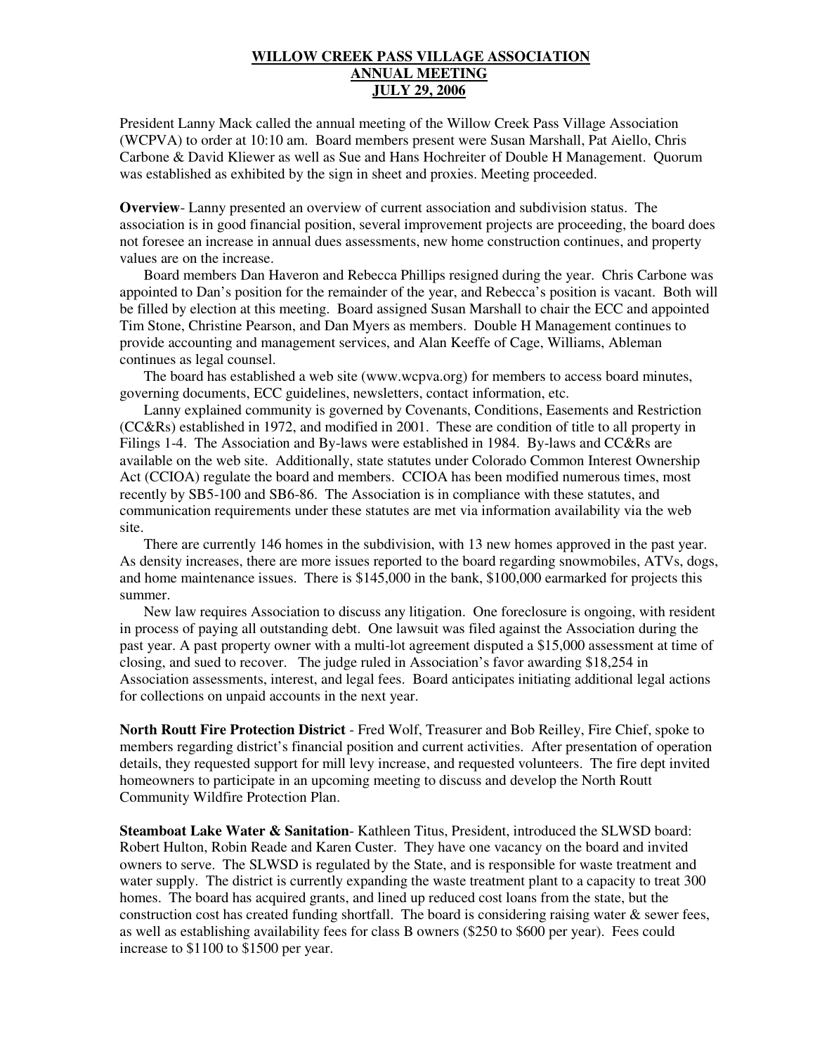# WILLOW CREEK PASS VILLAGE ASSOCIATION
## ANNUAL MEETING
## JULY 29, 2006

President Lanny Mack called the annual meeting of the Willow Creek Pass Village Association (WCPVA) to order at 10:10 am. Board members present were Susan Marshall, Pat Aiello, Chris Carbone & David Kliewer as well as Sue and Hans Hochreiter of Double H Management. Quorum was established as exhibited by the sign in sheet and proxies. Meeting proceeded.

**Overview**- Lanny presented an overview of current association and subdivision status. The association is in good financial position, several improvement projects are proceeding, the board does not foresee an increase in annual dues assessments, new home construction continues, and property values are on the increase.

Board members Dan Haveron and Rebecca Phillips resigned during the year. Chris Carbone was appointed to Dan's position for the remainder of the year, and Rebecca's position is vacant. Both will be filled by election at this meeting. Board assigned Susan Marshall to chair the ECC and appointed Tim Stone, Christine Pearson, and Dan Myers as members. Double H Management continues to provide accounting and management services, and Alan Keeffe of Cage, Williams, Ableman continues as legal counsel.

The board has established a web site (www.wcpva.org) for members to access board minutes, governing documents, ECC guidelines, newsletters, contact information, etc.

Lanny explained community is governed by Covenants, Conditions, Easements and Restriction (CC&Rs) established in 1972, and modified in 2001. These are condition of title to all property in Filings 1-4. The Association and By-laws were established in 1984. By-laws and CC&Rs are available on the web site. Additionally, state statutes under Colorado Common Interest Ownership Act (CCIOA) regulate the board and members. CCIOA has been modified numerous times, most recently by SB5-100 and SB6-86. The Association is in compliance with these statutes, and communication requirements under these statutes are met via information availability via the web site.

There are currently 146 homes in the subdivision, with 13 new homes approved in the past year. As density increases, there are more issues reported to the board regarding snowmobiles, ATVs, dogs, and home maintenance issues. There is $145,000 in the bank, $100,000 earmarked for projects this summer.

New law requires Association to discuss any litigation. One foreclosure is ongoing, with resident in process of paying all outstanding debt. One lawsuit was filed against the Association during the past year. A past property owner with a multi-lot agreement disputed a $15,000 assessment at time of closing, and sued to recover. The judge ruled in Association's favor awarding $18,254 in Association assessments, interest, and legal fees. Board anticipates initiating additional legal actions for collections on unpaid accounts in the next year.

**North Routt Fire Protection District** - Fred Wolf, Treasurer and Bob Reilley, Fire Chief, spoke to members regarding district's financial position and current activities. After presentation of operation details, they requested support for mill levy increase, and requested volunteers. The fire dept invited homeowners to participate in an upcoming meeting to discuss and develop the North Routt Community Wildfire Protection Plan.

**Steamboat Lake Water & Sanitation**- Kathleen Titus, President, introduced the SLWSD board: Robert Hulton, Robin Reade and Karen Custer. They have one vacancy on the board and invited owners to serve. The SLWSD is regulated by the State, and is responsible for waste treatment and water supply. The district is currently expanding the waste treatment plant to a capacity to treat 300 homes. The board has acquired grants, and lined up reduced cost loans from the state, but the construction cost has created funding shortfall. The board is considering raising water & sewer fees, as well as establishing availability fees for class B owners ($250 to $600 per year). Fees could increase to $1100 to $1500 per year.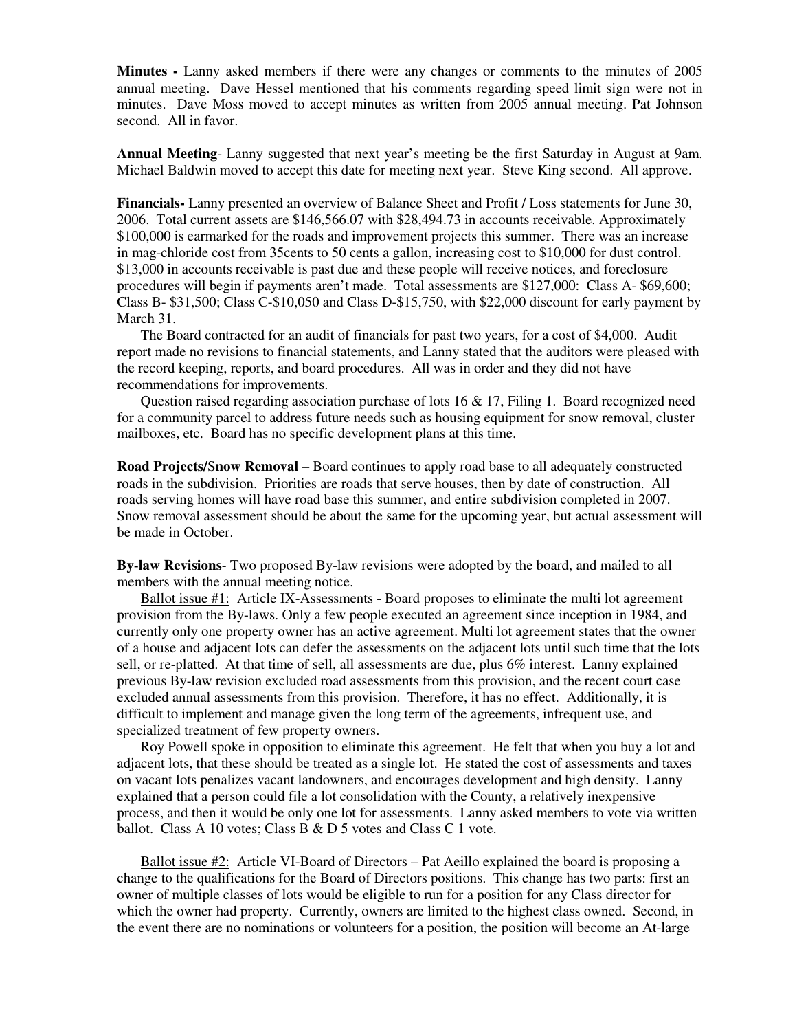**Minutes -** Lanny asked members if there were any changes or comments to the minutes of 2005 annual meeting. Dave Hessel mentioned that his comments regarding speed limit sign were not in minutes. Dave Moss moved to accept minutes as written from 2005 annual meeting. Pat Johnson second. All in favor.

**Annual Meeting**- Lanny suggested that next year's meeting be the first Saturday in August at 9am. Michael Baldwin moved to accept this date for meeting next year. Steve King second. All approve.

**Financials-** Lanny presented an overview of Balance Sheet and Profit / Loss statements for June 30, 2006. Total current assets are $146,566.07 with $28,494.73 in accounts receivable. Approximately $100,000 is earmarked for the roads and improvement projects this summer. There was an increase in mag-chloride cost from 35cents to 50 cents a gallon, increasing cost to $10,000 for dust control. $13,000 in accounts receivable is past due and these people will receive notices, and foreclosure procedures will begin if payments aren't made. Total assessments are $127,000: Class A- $69,600; Class B- $31,500; Class C-$10,050 and Class D-$15,750, with $22,000 discount for early payment by March 31.

The Board contracted for an audit of financials for past two years, for a cost of $4,000. Audit report made no revisions to financial statements, and Lanny stated that the auditors were pleased with the record keeping, reports, and board procedures. All was in order and they did not have recommendations for improvements.

Question raised regarding association purchase of lots 16 & 17, Filing 1. Board recognized need for a community parcel to address future needs such as housing equipment for snow removal, cluster mailboxes, etc. Board has no specific development plans at this time.

**Road Projects/Snow Removal** – Board continues to apply road base to all adequately constructed roads in the subdivision. Priorities are roads that serve houses, then by date of construction. All roads serving homes will have road base this summer, and entire subdivision completed in 2007. Snow removal assessment should be about the same for the upcoming year, but actual assessment will be made in October.

**By-law Revisions**- Two proposed By-law revisions were adopted by the board, and mailed to all members with the annual meeting notice.

Ballot issue #1: Article IX-Assessments - Board proposes to eliminate the multi lot agreement provision from the By-laws. Only a few people executed an agreement since inception in 1984, and currently only one property owner has an active agreement. Multi lot agreement states that the owner of a house and adjacent lots can defer the assessments on the adjacent lots until such time that the lots sell, or re-platted. At that time of sell, all assessments are due, plus 6% interest. Lanny explained previous By-law revision excluded road assessments from this provision, and the recent court case excluded annual assessments from this provision. Therefore, it has no effect. Additionally, it is difficult to implement and manage given the long term of the agreements, infrequent use, and specialized treatment of few property owners.

Roy Powell spoke in opposition to eliminate this agreement. He felt that when you buy a lot and adjacent lots, that these should be treated as a single lot. He stated the cost of assessments and taxes on vacant lots penalizes vacant landowners, and encourages development and high density. Lanny explained that a person could file a lot consolidation with the County, a relatively inexpensive process, and then it would be only one lot for assessments. Lanny asked members to vote via written ballot. Class A 10 votes; Class B & D 5 votes and Class C 1 vote.

Ballot issue #2: Article VI-Board of Directors – Pat Aeillo explained the board is proposing a change to the qualifications for the Board of Directors positions. This change has two parts: first an owner of multiple classes of lots would be eligible to run for a position for any Class director for which the owner had property. Currently, owners are limited to the highest class owned. Second, in the event there are no nominations or volunteers for a position, the position will become an At-large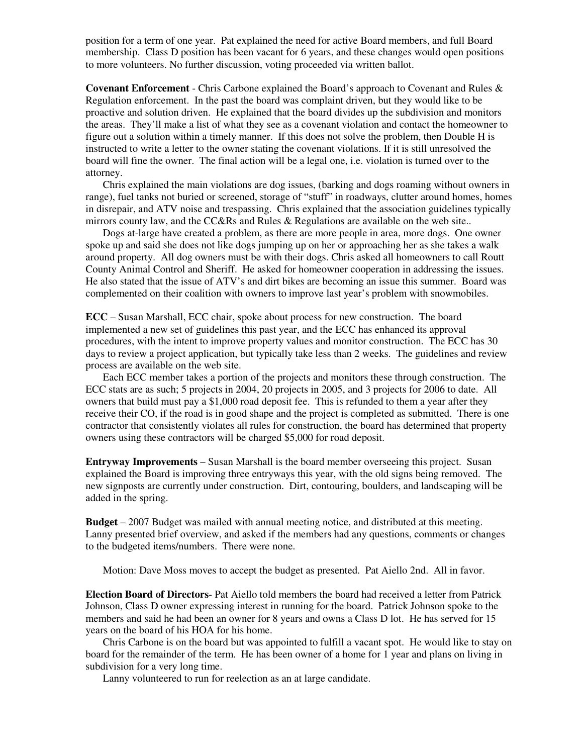position for a term of one year. Pat explained the need for active Board members, and full Board membership. Class D position has been vacant for 6 years, and these changes would open positions to more volunteers. No further discussion, voting proceeded via written ballot.

**Covenant Enforcement** - Chris Carbone explained the Board's approach to Covenant and Rules & Regulation enforcement. In the past the board was complaint driven, but they would like to be proactive and solution driven. He explained that the board divides up the subdivision and monitors the areas. They'll make a list of what they see as a covenant violation and contact the homeowner to figure out a solution within a timely manner. If this does not solve the problem, then Double H is instructed to write a letter to the owner stating the covenant violations. If it is still unresolved the board will fine the owner. The final action will be a legal one, i.e. violation is turned over to the attorney.

Chris explained the main violations are dog issues, (barking and dogs roaming without owners in range), fuel tanks not buried or screened, storage of "stuff" in roadways, clutter around homes, homes in disrepair, and ATV noise and trespassing. Chris explained that the association guidelines typically mirrors county law, and the CC&Rs and Rules & Regulations are available on the web site..

Dogs at-large have created a problem, as there are more people in area, more dogs. One owner spoke up and said she does not like dogs jumping up on her or approaching her as she takes a walk around property. All dog owners must be with their dogs. Chris asked all homeowners to call Routt County Animal Control and Sheriff. He asked for homeowner cooperation in addressing the issues. He also stated that the issue of ATV's and dirt bikes are becoming an issue this summer. Board was complemented on their coalition with owners to improve last year's problem with snowmobiles.

**ECC** – Susan Marshall, ECC chair, spoke about process for new construction. The board implemented a new set of guidelines this past year, and the ECC has enhanced its approval procedures, with the intent to improve property values and monitor construction. The ECC has 30 days to review a project application, but typically take less than 2 weeks. The guidelines and review process are available on the web site.

Each ECC member takes a portion of the projects and monitors these through construction. The ECC stats are as such; 5 projects in 2004, 20 projects in 2005, and 3 projects for 2006 to date. All owners that build must pay a $1,000 road deposit fee. This is refunded to them a year after they receive their CO, if the road is in good shape and the project is completed as submitted. There is one contractor that consistently violates all rules for construction, the board has determined that property owners using these contractors will be charged $5,000 for road deposit.

**Entryway Improvements** – Susan Marshall is the board member overseeing this project. Susan explained the Board is improving three entryways this year, with the old signs being removed. The new signposts are currently under construction. Dirt, contouring, boulders, and landscaping will be added in the spring.

**Budget** – 2007 Budget was mailed with annual meeting notice, and distributed at this meeting. Lanny presented brief overview, and asked if the members had any questions, comments or changes to the budgeted items/numbers. There were none.

Motion: Dave Moss moves to accept the budget as presented. Pat Aiello 2nd. All in favor.

**Election Board of Directors**- Pat Aiello told members the board had received a letter from Patrick Johnson, Class D owner expressing interest in running for the board. Patrick Johnson spoke to the members and said he had been an owner for 8 years and owns a Class D lot. He has served for 15 years on the board of his HOA for his home.

Chris Carbone is on the board but was appointed to fulfill a vacant spot. He would like to stay on board for the remainder of the term. He has been owner of a home for 1 year and plans on living in subdivision for a very long time.

Lanny volunteered to run for reelection as an at large candidate.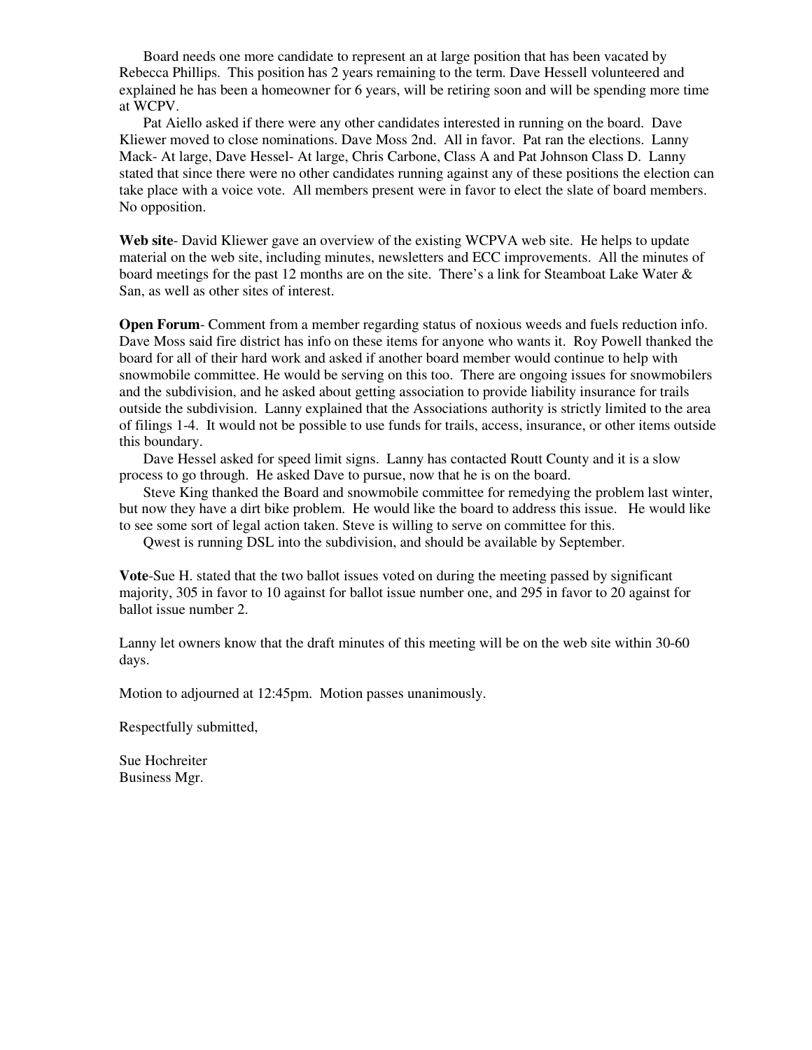Board needs one more candidate to represent an at large position that has been vacated by Rebecca Phillips. This position has 2 years remaining to the term. Dave Hessell volunteered and explained he has been a homeowner for 6 years, will be retiring soon and will be spending more time at WCPV.

Pat Aiello asked if there were any other candidates interested in running on the board. Dave Kliewer moved to close nominations. Dave Moss 2nd. All in favor. Pat ran the elections. Lanny Mack- At large, Dave Hessel- At large, Chris Carbone, Class A and Pat Johnson Class D. Lanny stated that since there were no other candidates running against any of these positions the election can take place with a voice vote. All members present were in favor to elect the slate of board members. No opposition.

**Web site**- David Kliewer gave an overview of the existing WCPVA web site. He helps to update material on the web site, including minutes, newsletters and ECC improvements. All the minutes of board meetings for the past 12 months are on the site. There's a link for Steamboat Lake Water & San, as well as other sites of interest.

**Open Forum**- Comment from a member regarding status of noxious weeds and fuels reduction info. Dave Moss said fire district has info on these items for anyone who wants it. Roy Powell thanked the board for all of their hard work and asked if another board member would continue to help with snowmobile committee. He would be serving on this too. There are ongoing issues for snowmobilers and the subdivision, and he asked about getting association to provide liability insurance for trails outside the subdivision. Lanny explained that the Associations authority is strictly limited to the area of filings 1-4. It would not be possible to use funds for trails, access, insurance, or other items outside this boundary.

Dave Hessel asked for speed limit signs. Lanny has contacted Routt County and it is a slow process to go through. He asked Dave to pursue, now that he is on the board.

Steve King thanked the Board and snowmobile committee for remedying the problem last winter, but now they have a dirt bike problem. He would like the board to address this issue. He would like to see some sort of legal action taken. Steve is willing to serve on committee for this.

Qwest is running DSL into the subdivision, and should be available by September.

**Vote**-Sue H. stated that the two ballot issues voted on during the meeting passed by significant majority, 305 in favor to 10 against for ballot issue number one, and 295 in favor to 20 against for ballot issue number 2.

Lanny let owners know that the draft minutes of this meeting will be on the web site within 30-60 days.

Motion to adjourned at 12:45pm. Motion passes unanimously.

Respectfully submitted,

Sue Hochreiter
Business Mgr.